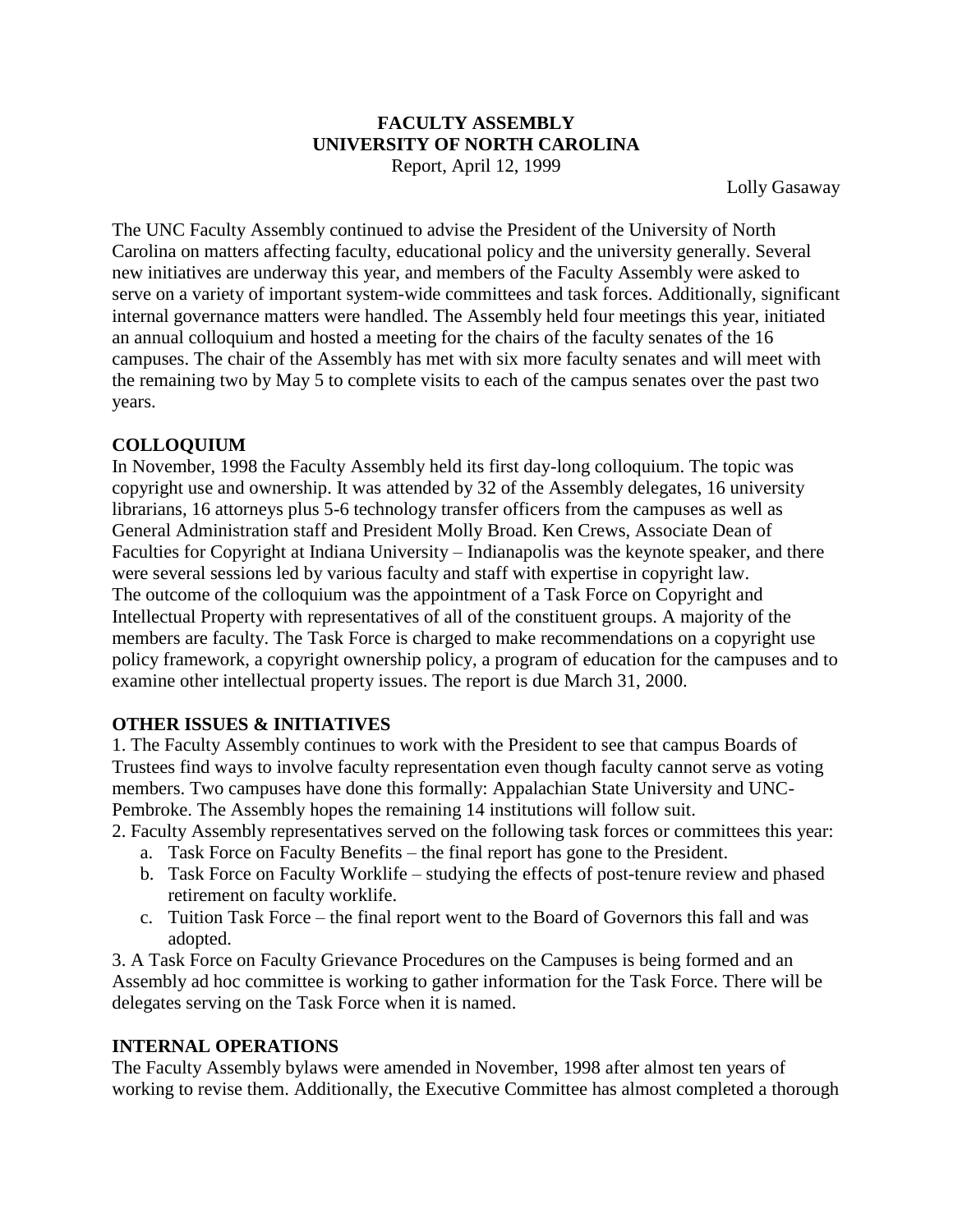**FACULTY ASSEMBLY**
**UNIVERSITY OF NORTH CAROLINA**
Report, April 12, 1999

Lolly Gasaway

The UNC Faculty Assembly continued to advise the President of the University of North Carolina on matters affecting faculty, educational policy and the university generally. Several new initiatives are underway this year, and members of the Faculty Assembly were asked to serve on a variety of important system-wide committees and task forces. Additionally, significant internal governance matters were handled. The Assembly held four meetings this year, initiated an annual colloquium and hosted a meeting for the chairs of the faculty senates of the 16 campuses. The chair of the Assembly has met with six more faculty senates and will meet with the remaining two by May 5 to complete visits to each of the campus senates over the past two years.

## COLLOQUIUM

In November, 1998 the Faculty Assembly held its first day-long colloquium. The topic was copyright use and ownership. It was attended by 32 of the Assembly delegates, 16 university librarians, 16 attorneys plus 5-6 technology transfer officers from the campuses as well as General Administration staff and President Molly Broad. Ken Crews, Associate Dean of Faculties for Copyright at Indiana University – Indianapolis was the keynote speaker, and there were several sessions led by various faculty and staff with expertise in copyright law.
The outcome of the colloquium was the appointment of a Task Force on Copyright and Intellectual Property with representatives of all of the constituent groups. A majority of the members are faculty. The Task Force is charged to make recommendations on a copyright use policy framework, a copyright ownership policy, a program of education for the campuses and to examine other intellectual property issues. The report is due March 31, 2000.

## OTHER ISSUES & INITIATIVES

1. The Faculty Assembly continues to work with the President to see that campus Boards of Trustees find ways to involve faculty representation even though faculty cannot serve as voting members. Two campuses have done this formally: Appalachian State University and UNC-Pembroke. The Assembly hopes the remaining 14 institutions will follow suit.
2. Faculty Assembly representatives served on the following task forces or committees this year:
   a. Task Force on Faculty Benefits – the final report has gone to the President.
   b. Task Force on Faculty Worklife – studying the effects of post-tenure review and phased retirement on faculty worklife.
   c. Tuition Task Force – the final report went to the Board of Governors this fall and was adopted.
3. A Task Force on Faculty Grievance Procedures on the Campuses is being formed and an Assembly ad hoc committee is working to gather information for the Task Force. There will be delegates serving on the Task Force when it is named.

## INTERNAL OPERATIONS

The Faculty Assembly bylaws were amended in November, 1998 after almost ten years of working to revise them. Additionally, the Executive Committee has almost completed a thorough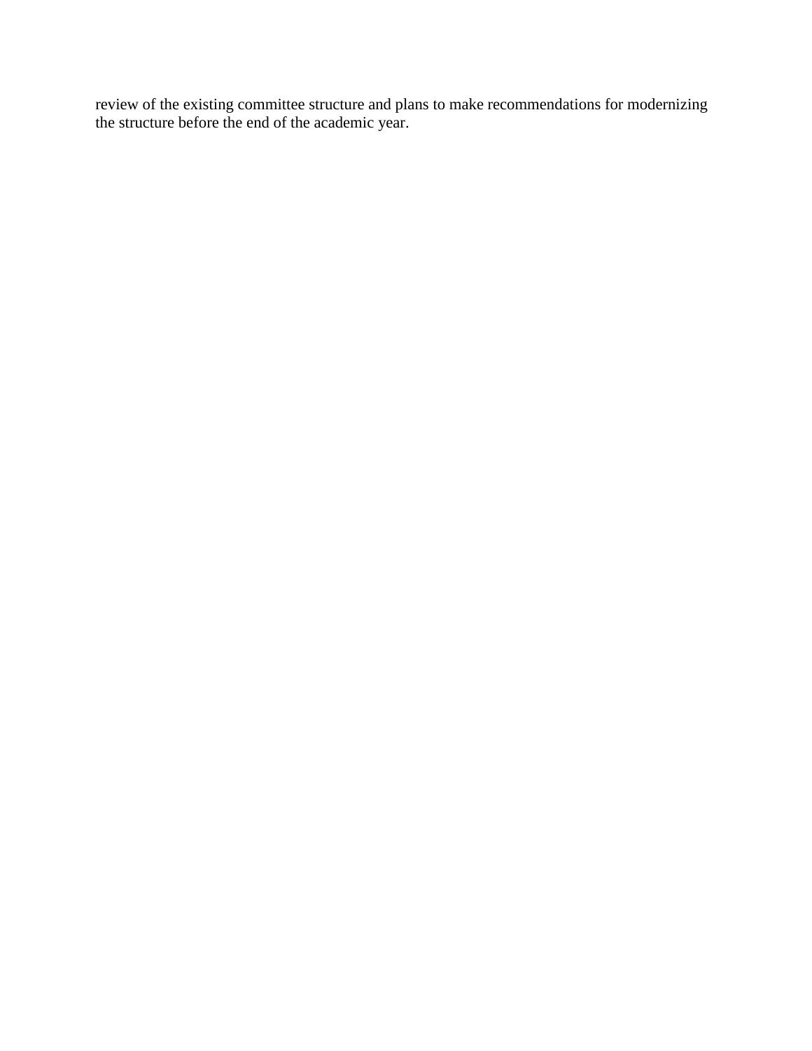review of the existing committee structure and plans to make recommendations for modernizing the structure before the end of the academic year.